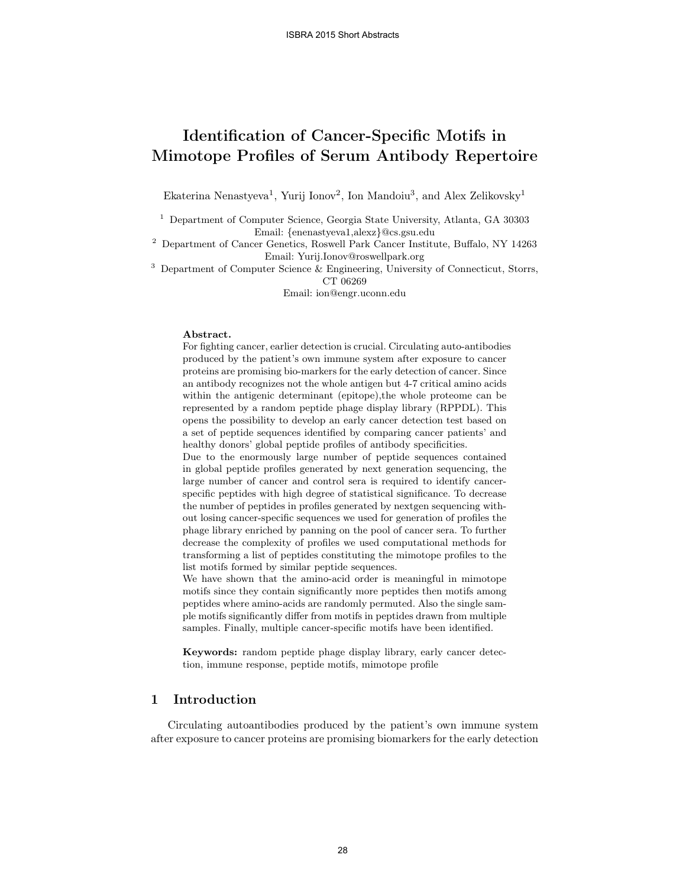# Identification of Cancer-Specific Motifs in Mimotope Profiles of Serum Antibody Repertoire

Ekaterina Nenastyeva[1], Yurij Ionov[2], Ion Mandoiu[3], and Alex Zelikovsky[1]

[1] Department of Computer Science, Georgia State University, Atlanta, GA 30303
Email: {enenastyeva1,alexz}@cs.gsu.edu

[2] Department of Cancer Genetics, Roswell Park Cancer Institute, Buffalo, NY 14263
Email: Yurij.Ionov@roswellpark.org

[3] Department of Computer Science & Engineering, University of Connecticut, Storrs, CT 06269
Email: ion@engr.uconn.edu

**Abstract.**
For fighting cancer, earlier detection is crucial. Circulating auto-antibodies produced by the patient's own immune system after exposure to cancer proteins are promising bio-markers for the early detection of cancer. Since an antibody recognizes not the whole antigen but 4-7 critical amino acids within the antigenic determinant (epitope),the whole proteome can be represented by a random peptide phage display library (RPPDL). This opens the possibility to develop an early cancer detection test based on a set of peptide sequences identified by comparing cancer patients' and healthy donors' global peptide profiles of antibody specificities.
Due to the enormously large number of peptide sequences contained in global peptide profiles generated by next generation sequencing, the large number of cancer and control sera is required to identify cancer-specific peptides with high degree of statistical significance. To decrease the number of peptides in profiles generated by nextgen sequencing without losing cancer-specific sequences we used for generation of profiles the phage library enriched by panning on the pool of cancer sera. To further decrease the complexity of profiles we used computational methods for transforming a list of peptides constituting the mimotope profiles to the list motifs formed by similar peptide sequences.
We have shown that the amino-acid order is meaningful in mimotope motifs since they contain significantly more peptides then motifs among peptides where amino-acids are randomly permuted. Also the single sample motifs significantly differ from motifs in peptides drawn from multiple samples. Finally, multiple cancer-specific motifs have been identified.

**Keywords:** random peptide phage display library, early cancer detection, immune response, peptide motifs, mimotope profile

## 1 Introduction

Circulating autoantibodies produced by the patient's own immune system after exposure to cancer proteins are promising biomarkers for the early detection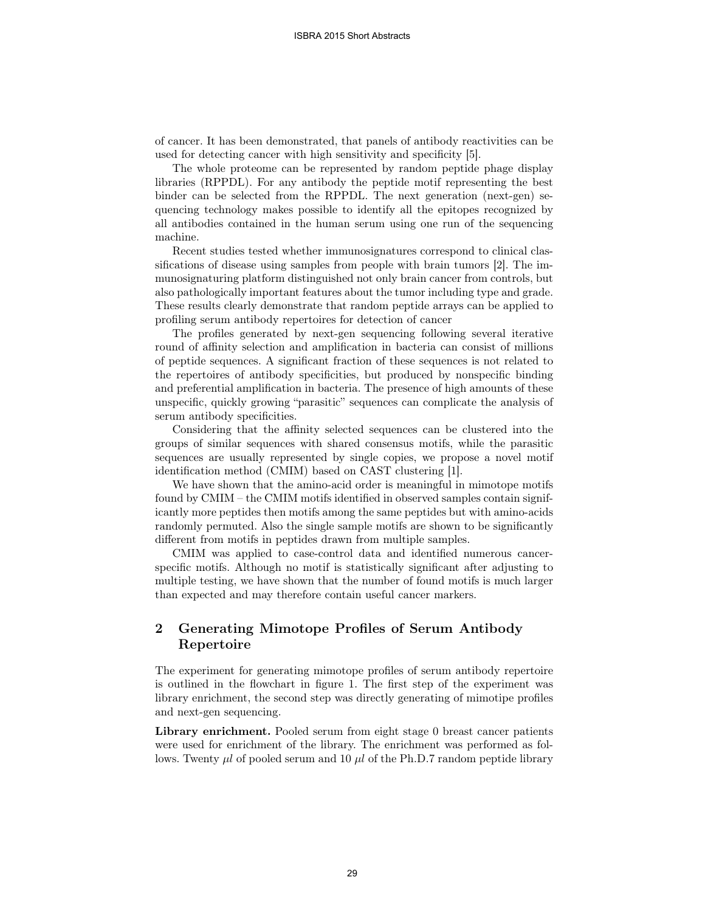of cancer. It has been demonstrated, that panels of antibody reactivities can be used for detecting cancer with high sensitivity and specificity [5].

The whole proteome can be represented by random peptide phage display libraries (RPPDL). For any antibody the peptide motif representing the best binder can be selected from the RPPDL. The next generation (next-gen) sequencing technology makes possible to identify all the epitopes recognized by all antibodies contained in the human serum using one run of the sequencing machine.

Recent studies tested whether immunosignatures correspond to clinical classifications of disease using samples from people with brain tumors [2]. The immunosignaturing platform distinguished not only brain cancer from controls, but also pathologically important features about the tumor including type and grade. These results clearly demonstrate that random peptide arrays can be applied to profiling serum antibody repertoires for detection of cancer

The profiles generated by next-gen sequencing following several iterative round of affinity selection and amplification in bacteria can consist of millions of peptide sequences. A significant fraction of these sequences is not related to the repertoires of antibody specificities, but produced by nonspecific binding and preferential amplification in bacteria. The presence of high amounts of these unspecific, quickly growing "parasitic" sequences can complicate the analysis of serum antibody specificities.

Considering that the affinity selected sequences can be clustered into the groups of similar sequences with shared consensus motifs, while the parasitic sequences are usually represented by single copies, we propose a novel motif identification method (CMIM) based on CAST clustering [1].

We have shown that the amino-acid order is meaningful in mimotope motifs found by CMIM – the CMIM motifs identified in observed samples contain significantly more peptides then motifs among the same peptides but with amino-acids randomly permuted. Also the single sample motifs are shown to be significantly different from motifs in peptides drawn from multiple samples.

CMIM was applied to case-control data and identified numerous cancer-specific motifs. Although no motif is statistically significant after adjusting to multiple testing, we have shown that the number of found motifs is much larger than expected and may therefore contain useful cancer markers.

## 2 Generating Mimotope Profiles of Serum Antibody Repertoire

The experiment for generating mimotope profiles of serum antibody repertoire is outlined in the flowchart in figure 1. The first step of the experiment was library enrichment, the second step was directly generating of mimotipe profiles and next-gen sequencing.

**Library enrichment.** Pooled serum from eight stage 0 breast cancer patients were used for enrichment of the library. The enrichment was performed as follows. Twenty $\mu l$ of pooled serum and 10 $\mu l$ of the Ph.D.7 random peptide library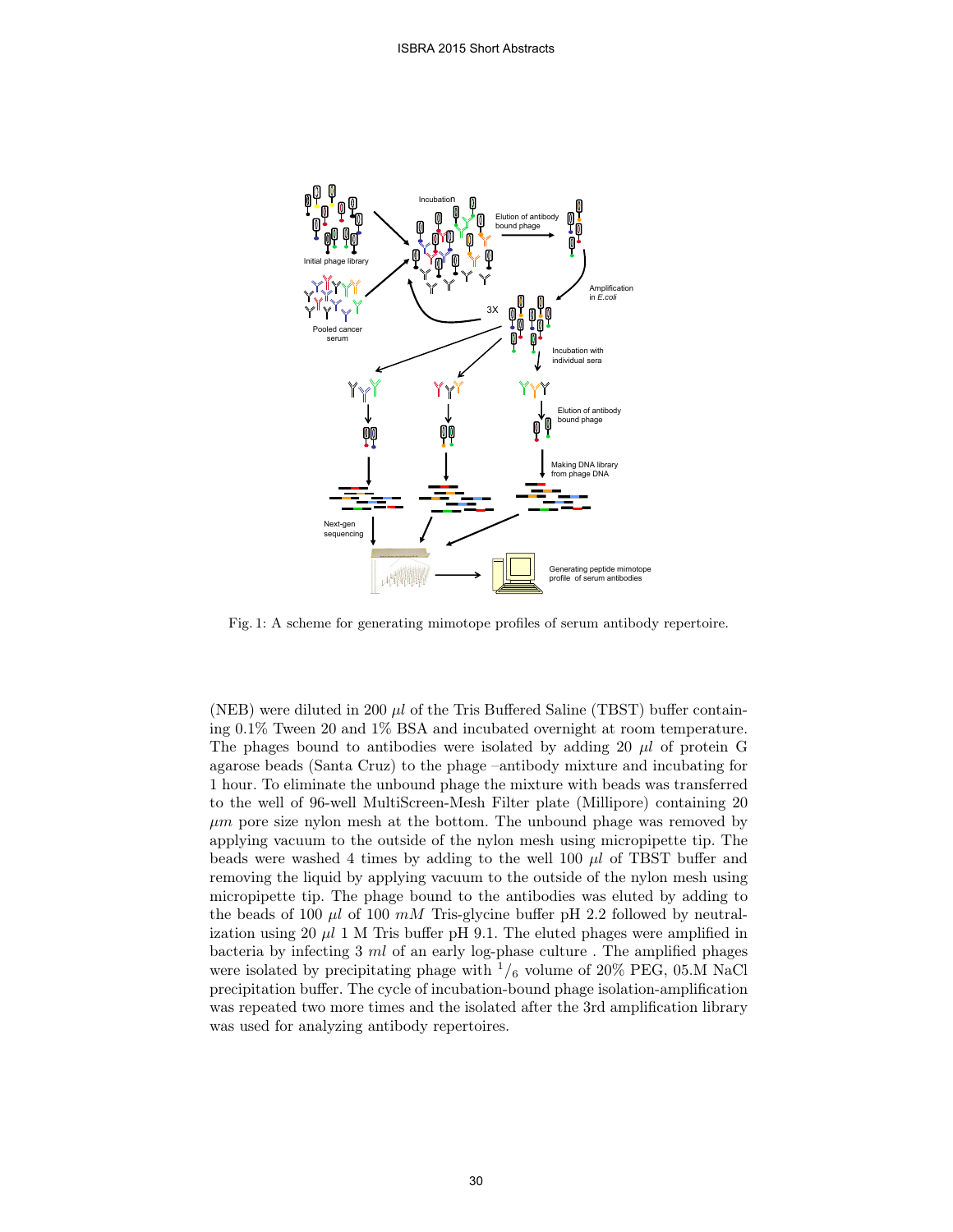Fig. 1: A scheme for generating mimotope profiles of serum antibody repertoire.

(NEB) were diluted in 200 $\mu l$ of the Tris Buffered Saline (TBST) buffer containing 0.1% Tween 20 and 1% BSA and incubated overnight at room temperature. The phages bound to antibodies were isolated by adding 20 $\mu l$ of protein G agarose beads (Santa Cruz) to the phage –antibody mixture and incubating for 1 hour. To eliminate the unbound phage the mixture with beads was transferred to the well of 96-well MultiScreen-Mesh Filter plate (Millipore) containing 20 $\mu m$ pore size nylon mesh at the bottom. The unbound phage was removed by applying vacuum to the outside of the nylon mesh using micropipette tip. The beads were washed 4 times by adding to the well 100 $\mu l$ of TBST buffer and removing the liquid by applying vacuum to the outside of the nylon mesh using micropipette tip. The phage bound to the antibodies was eluted by adding to the beads of 100 $\mu l$ of 100 $mM$ Tris-glycine buffer pH 2.2 followed by neutralization using 20 $\mu l$ 1 M Tris buffer pH 9.1. The eluted phages were amplified in bacteria by infecting 3 $ml$ of an early log-phase culture . The amplified phages were isolated by precipitating phage with $^1/_6$ volume of 20% PEG, 05.M NaCl precipitation buffer. The cycle of incubation-bound phage isolation-amplification was repeated two more times and the isolated after the 3rd amplification library was used for analyzing antibody repertoires.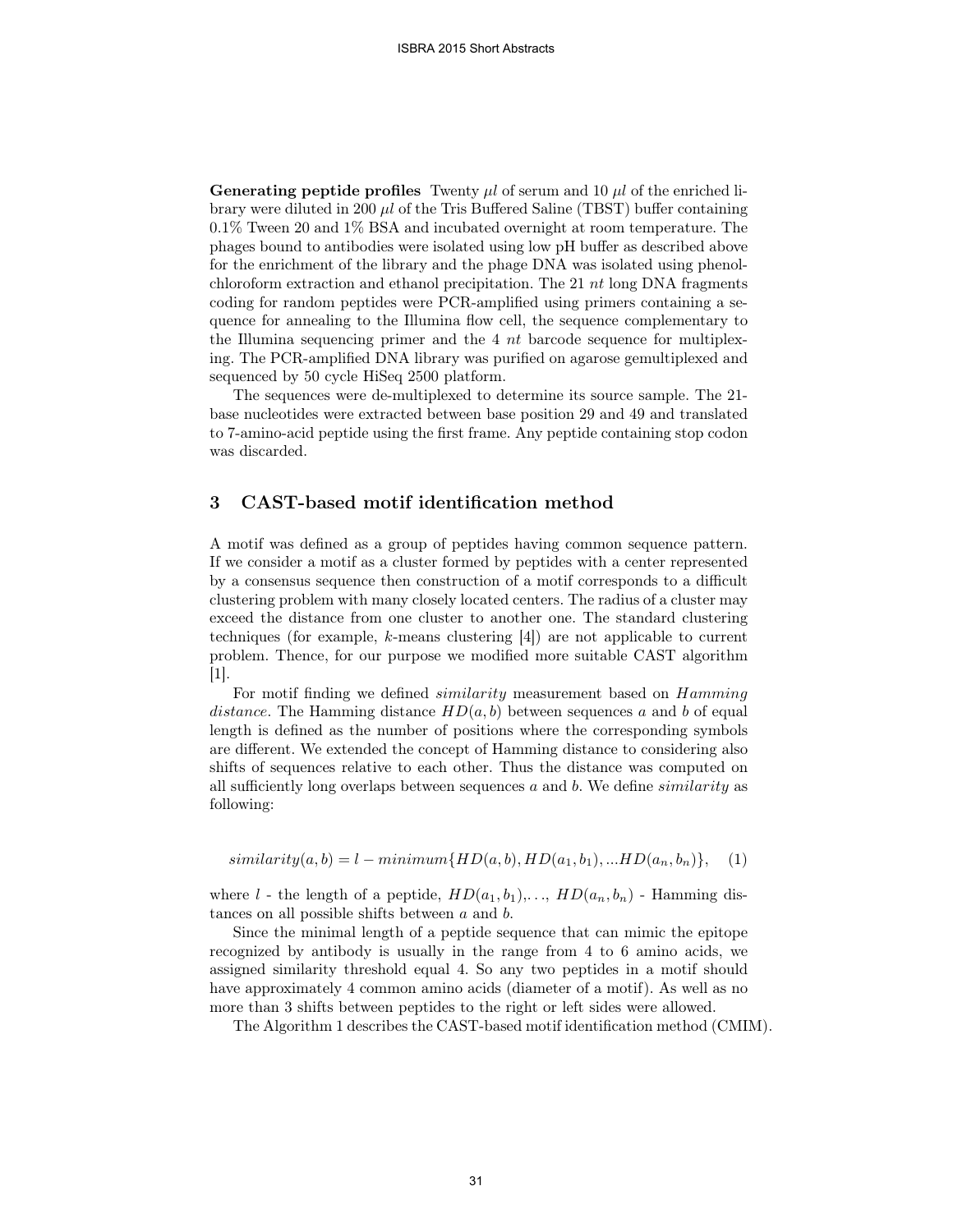**Generating peptide profiles** Twenty $\mu l$ of serum and 10 $\mu l$ of the enriched library were diluted in 200 $\mu l$ of the Tris Buffered Saline (TBST) buffer containing 0.1% Tween 20 and 1% BSA and incubated overnight at room temperature. The phages bound to antibodies were isolated using low pH buffer as described above for the enrichment of the library and the phage DNA was isolated using phenol-chloroform extraction and ethanol precipitation. The 21 *nt* long DNA fragments coding for random peptides were PCR-amplified using primers containing a sequence for annealing to the Illumina flow cell, the sequence complementary to the Illumina sequencing primer and the 4 *nt* barcode sequence for multiplexing. The PCR-amplified DNA library was purified on agarose gemultiplexed and sequenced by 50 cycle HiSeq 2500 platform.

The sequences were de-multiplexed to determine its source sample. The 21-base nucleotides were extracted between base position 29 and 49 and translated to 7-amino-acid peptide using the first frame. Any peptide containing stop codon was discarded.

## 3 CAST-based motif identification method

A motif was defined as a group of peptides having common sequence pattern. If we consider a motif as a cluster formed by peptides with a center represented by a consensus sequence then construction of a motif corresponds to a difficult clustering problem with many closely located centers. The radius of a cluster may exceed the distance from one cluster to another one. The standard clustering techniques (for example, $k$-means clustering [4]) are not applicable to current problem. Thence, for our purpose we modified more suitable CAST algorithm [1].

For motif finding we defined *similarity* measurement based on *Hamming distance*. The Hamming distance $HD(a, b)$ between sequences $a$ and $b$ of equal length is defined as the number of positions where the corresponding symbols are different. We extended the concept of Hamming distance to considering also shifts of sequences relative to each other. Thus the distance was computed on all sufficiently long overlaps between sequences $a$ and $b$. We define *similarity* as following:

$$similarity(a, b) = l - minimum\{HD(a, b), HD(a_1, b_1), ...HD(a_n, b_n)\}, \quad (1)$$

where $l$ - the length of a peptide, $HD(a_1, b_1), \ldots, HD(a_n, b_n)$ - Hamming distances on all possible shifts between $a$ and $b$.

Since the minimal length of a peptide sequence that can mimic the epitope recognized by antibody is usually in the range from 4 to 6 amino acids, we assigned similarity threshold equal 4. So any two peptides in a motif should have approximately 4 common amino acids (diameter of a motif). As well as no more than 3 shifts between peptides to the right or left sides were allowed.

The Algorithm 1 describes the CAST-based motif identification method (CMIM).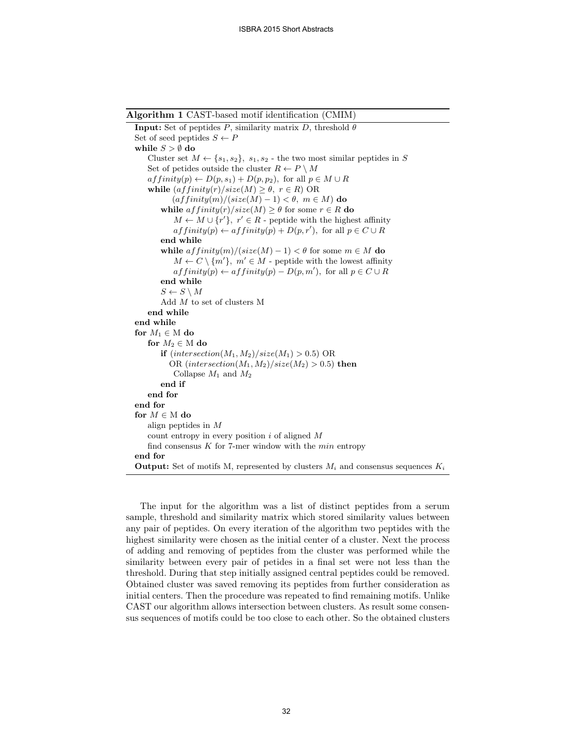**Algorithm 1** CAST-based motif identification (CMIM)

```
Input: Set of peptides P, similarity matrix D, threshold θ
Set of seed peptides S ← P
while S > ∅ do
    Cluster set M ← {s1, s2}, s1, s2 - the two most similar peptides in S
    Set of petides outside the cluster R ← P \ M
    affinity(p) ← D(p, s1) + D(p, p2), for all p ∈ M ∪ R
    while (affinity(r)/size(M) ≥ θ, r ∈ R) OR
            (affinity(m)/(size(M) − 1) < θ, m ∈ M) do
        while affinity(r)/size(M) ≥ θ for some r ∈ R do
            M ← M ∪ {r′}, r′ ∈ R - peptide with the highest affinity
            affinity(p) ← affinity(p) + D(p, r′), for all p ∈ C ∪ R
        end while
        while affinity(m)/(size(M) − 1) < θ for some m ∈ M do
            M ← C \ {m′}, m′ ∈ M - peptide with the lowest affinity
            affinity(p) ← affinity(p) − D(p, m′), for all p ∈ C ∪ R
        end while
        S ← S \ M
        Add M to set of clusters M
    end while
end while
for M1 ∈ M do
    for M2 ∈ M do
        if (intersection(M1, M2)/size(M1) > 0.5) OR
          OR (intersection(M1, M2)/size(M2) > 0.5) then
            Collapse M1 and M2
        end if
    end for
end for
for M ∈ M do
    align peptides in M
    count entropy in every position i of aligned M
    find consensus K for 7-mer window with the min entropy
end for
Output: Set of motifs M, represented by clusters Mi and consensus sequences Ki
```

The input for the algorithm was a list of distinct peptides from a serum sample, threshold and similarity matrix which stored similarity values between any pair of peptides. On every iteration of the algorithm two peptides with the highest similarity were chosen as the initial center of a cluster. Next the process of adding and removing of peptides from the cluster was performed while the similarity between every pair of petides in a final set were not less than the threshold. During that step initially assigned central peptides could be removed. Obtained cluster was saved removing its peptides from further consideration as initial centers. Then the procedure was repeated to find remaining motifs. Unlike CAST our algorithm allows intersection between clusters. As result some consensus sequences of motifs could be too close to each other. So the obtained clusters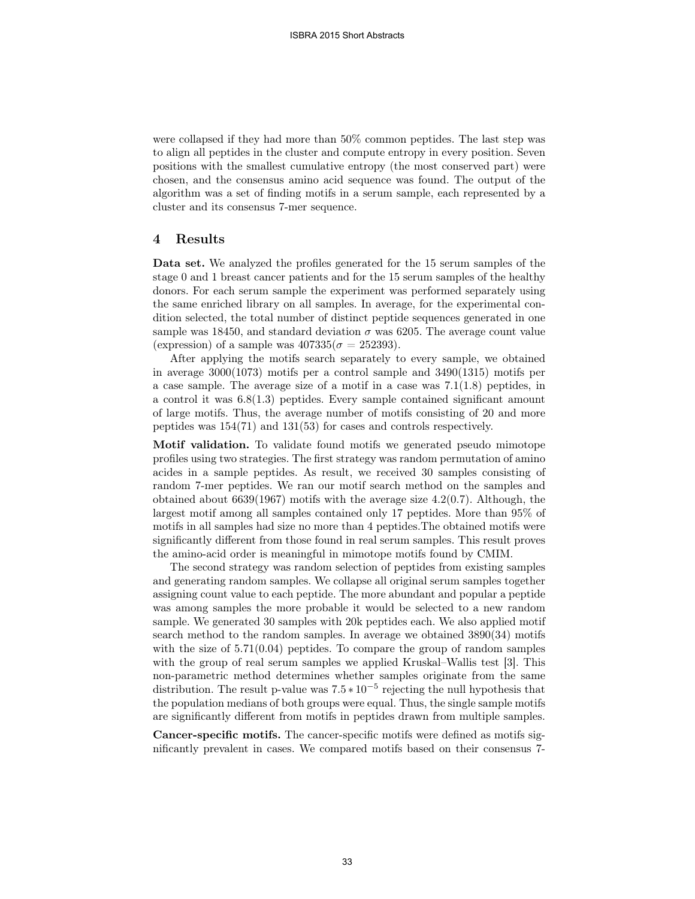were collapsed if they had more than 50% common peptides. The last step was to align all peptides in the cluster and compute entropy in every position. Seven positions with the smallest cumulative entropy (the most conserved part) were chosen, and the consensus amino acid sequence was found. The output of the algorithm was a set of finding motifs in a serum sample, each represented by a cluster and its consensus 7-mer sequence.

## 4 Results

**Data set.** We analyzed the profiles generated for the 15 serum samples of the stage 0 and 1 breast cancer patients and for the 15 serum samples of the healthy donors. For each serum sample the experiment was performed separately using the same enriched library on all samples. In average, for the experimental condition selected, the total number of distinct peptide sequences generated in one sample was 18450, and standard deviation $\sigma$ was 6205. The average count value (expression) of a sample was $407335(\sigma = 252393)$.

After applying the motifs search separately to every sample, we obtained in average 3000(1073) motifs per a control sample and 3490(1315) motifs per a case sample. The average size of a motif in a case was 7.1(1.8) peptides, in a control it was 6.8(1.3) peptides. Every sample contained significant amount of large motifs. Thus, the average number of motifs consisting of 20 and more peptides was 154(71) and 131(53) for cases and controls respectively.

**Motif validation.** To validate found motifs we generated pseudo mimotope profiles using two strategies. The first strategy was random permutation of amino acids in a sample peptides. As result, we received 30 samples consisting of random 7-mer peptides. We ran our motif search method on the samples and obtained about 6639(1967) motifs with the average size 4.2(0.7). Although, the largest motif among all samples contained only 17 peptides. More than 95% of motifs in all samples had size no more than 4 peptides.The obtained motifs were significantly different from those found in real serum samples. This result proves the amino-acid order is meaningful in mimotope motifs found by CMIM.

The second strategy was random selection of peptides from existing samples and generating random samples. We collapse all original serum samples together assigning count value to each peptide. The more abundant and popular a peptide was among samples the more probable it would be selected to a new random sample. We generated 30 samples with 20k peptides each. We also applied motif search method to the random samples. In average we obtained 3890(34) motifs with the size of 5.71(0.04) peptides. To compare the group of random samples with the group of real serum samples we applied Kruskal–Wallis test [3]. This non-parametric method determines whether samples originate from the same distribution. The result p-value was $7.5 * 10^{-5}$ rejecting the null hypothesis that the population medians of both groups were equal. Thus, the single sample motifs are significantly different from motifs in peptides drawn from multiple samples.

**Cancer-specific motifs.** The cancer-specific motifs were defined as motifs significantly prevalent in cases. We compared motifs based on their consensus 7-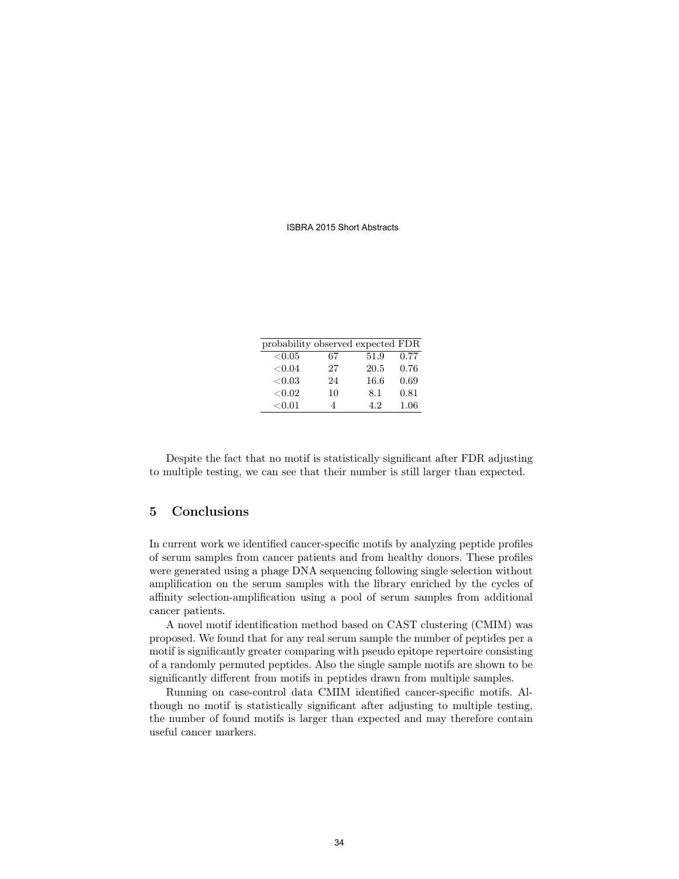| probability | observed | expected | FDR |
|---|---|---|---|
| <0.05 | 67 | 51.9 | 0.77 |
| <0.04 | 27 | 20.5 | 0.76 |
| <0.03 | 24 | 16.6 | 0.69 |
| <0.02 | 10 | 8.1 | 0.81 |
| <0.01 | 4 | 4.2 | 1.06 |

Despite the fact that no motif is statistically significant after FDR adjusting to multiple testing, we can see that their number is still larger than expected.

## 5 Conclusions

In current work we identified cancer-specific motifs by analyzing peptide profiles of serum samples from cancer patients and from healthy donors. These profiles were generated using a phage DNA sequencing following single selection without amplification on the serum samples with the library enriched by the cycles of affinity selection-amplification using a pool of serum samples from additional cancer patients.

A novel motif identification method based on CAST clustering (CMIM) was proposed. We found that for any real serum sample the number of peptides per a motif is significantly greater comparing with pseudo epitope repertoire consisting of a randomly permuted peptides. Also the single sample motifs are shown to be significantly different from motifs in peptides drawn from multiple samples.

Running on case-control data CMIM identified cancer-specific motifs. Although no motif is statistically significant after adjusting to multiple testing, the number of found motifs is larger than expected and may therefore contain useful cancer markers.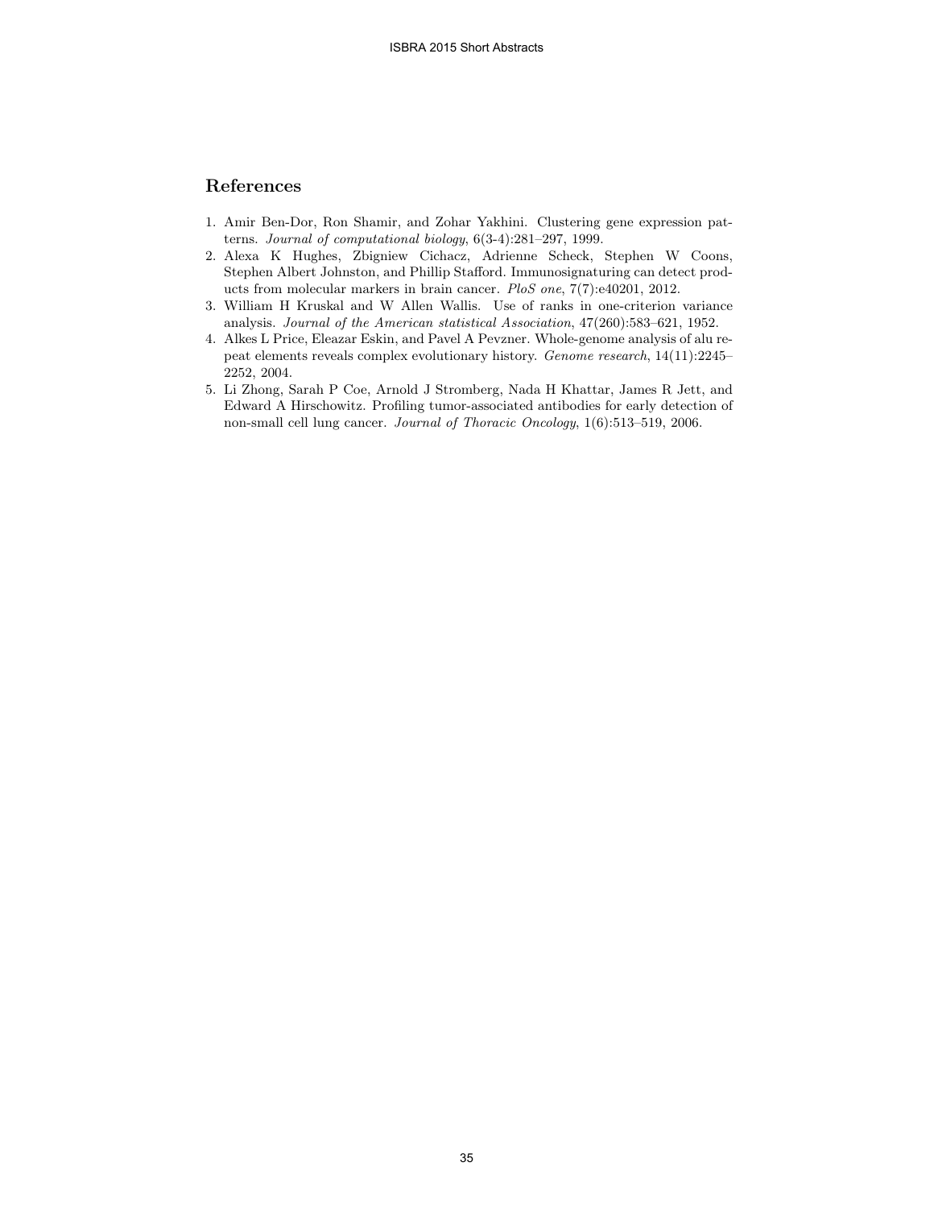## References

1. Amir Ben-Dor, Ron Shamir, and Zohar Yakhini. Clustering gene expression patterns. *Journal of computational biology*, 6(3-4):281–297, 1999.
2. Alexa K Hughes, Zbigniew Cichacz, Adrienne Scheck, Stephen W Coons, Stephen Albert Johnston, and Phillip Stafford. Immunosignaturing can detect products from molecular markers in brain cancer. *PloS one*, 7(7):e40201, 2012.
3. William H Kruskal and W Allen Wallis. Use of ranks in one-criterion variance analysis. *Journal of the American statistical Association*, 47(260):583–621, 1952.
4. Alkes L Price, Eleazar Eskin, and Pavel A Pevzner. Whole-genome analysis of alu repeat elements reveals complex evolutionary history. *Genome research*, 14(11):2245–2252, 2004.
5. Li Zhong, Sarah P Coe, Arnold J Stromberg, Nada H Khattar, James R Jett, and Edward A Hirschowitz. Profiling tumor-associated antibodies for early detection of non-small cell lung cancer. *Journal of Thoracic Oncology*, 1(6):513–519, 2006.